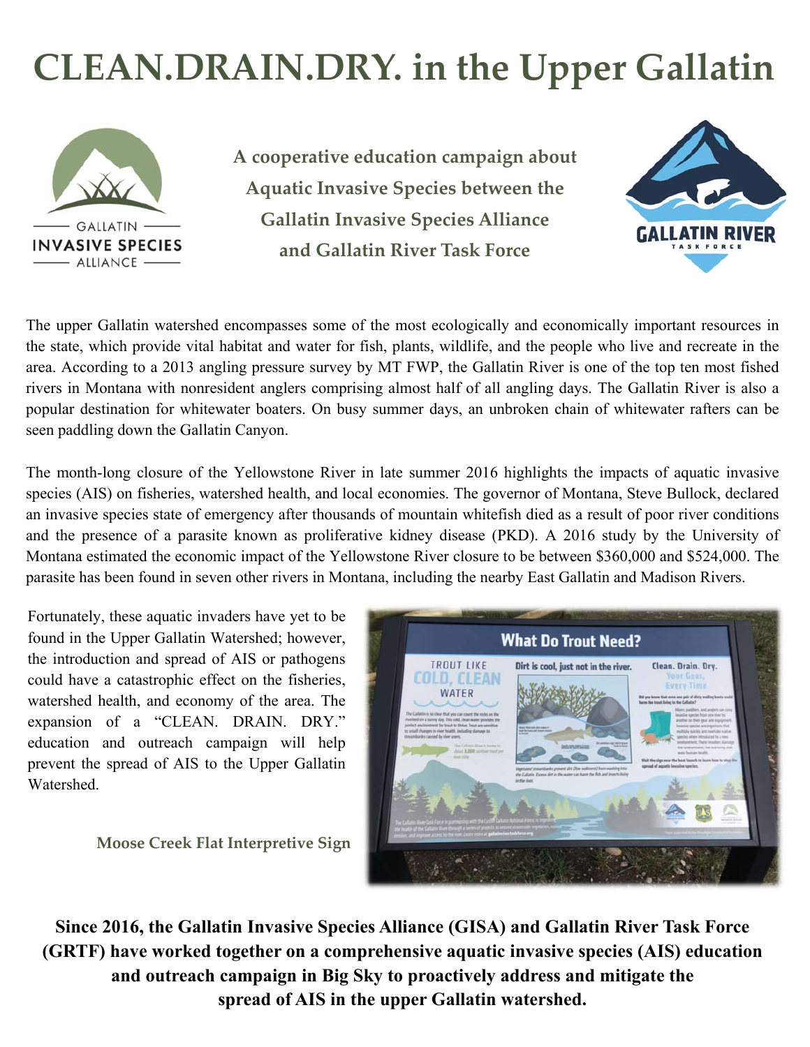# CLEAN.DRAIN.DRY. in the Upper Gallatin

GALLATIN INVASIVE SPECIES ALLIANCE

**A cooperative education campaign about Aquatic Invasive Species between the Gallatin Invasive Species Alliance and Gallatin River Task Force**

GALLATIN RIVER TASK FORCE

The upper Gallatin watershed encompasses some of the most ecologically and economically important resources in the state, which provide vital habitat and water for fish, plants, wildlife, and the people who live and recreate in the area. According to a 2013 angling pressure survey by MT FWP, the Gallatin River is one of the top ten most fished rivers in Montana with nonresident anglers comprising almost half of all angling days. The Gallatin River is also a popular destination for whitewater boaters. On busy summer days, an unbroken chain of whitewater rafters can be seen paddling down the Gallatin Canyon.

The month-long closure of the Yellowstone River in late summer 2016 highlights the impacts of aquatic invasive species (AIS) on fisheries, watershed health, and local economies. The governor of Montana, Steve Bullock, declared an invasive species state of emergency after thousands of mountain whitefish died as a result of poor river conditions and the presence of a parasite known as proliferative kidney disease (PKD). A 2016 study by the University of Montana estimated the economic impact of the Yellowstone River closure to be between $360,000 and $524,000. The parasite has been found in seven other rivers in Montana, including the nearby East Gallatin and Madison Rivers.

Fortunately, these aquatic invaders have yet to be found in the Upper Gallatin Watershed; however, the introduction and spread of AIS or pathogens could have a catastrophic effect on the fisheries, watershed health, and economy of the area. The expansion of a "CLEAN. DRAIN. DRY." education and outreach campaign will help prevent the spread of AIS to the Upper Gallatin Watershed.

**Moose Creek Flat Interpretive Sign**

**Since 2016, the Gallatin Invasive Species Alliance (GISA) and Gallatin River Task Force (GRTF) have worked together on a comprehensive aquatic invasive species (AIS) education and outreach campaign in Big Sky to proactively address and mitigate the spread of AIS in the upper Gallatin watershed.**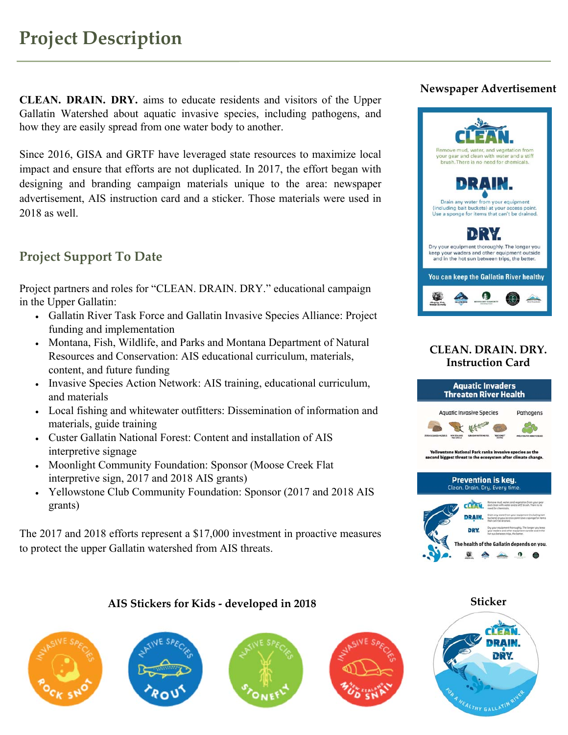# Project Description

**CLEAN. DRAIN. DRY.** aims to educate residents and visitors of the Upper Gallatin Watershed about aquatic invasive species, including pathogens, and how they are easily spread from one water body to another.

Since 2016, GISA and GRTF have leveraged state resources to maximize local impact and ensure that efforts are not duplicated. In 2017, the effort began with designing and branding campaign materials unique to the area: newspaper advertisement, AIS instruction card and a sticker. Those materials were used in 2018 as well.

## Project Support To Date

Project partners and roles for "CLEAN. DRAIN. DRY." educational campaign in the Upper Gallatin:

- Gallatin River Task Force and Gallatin Invasive Species Alliance: Project funding and implementation
- Montana, Fish, Wildlife, and Parks and Montana Department of Natural Resources and Conservation: AIS educational curriculum, materials, content, and future funding
- Invasive Species Action Network: AIS training, educational curriculum, and materials
- Local fishing and whitewater outfitters: Dissemination of information and materials, guide training
- Custer Gallatin National Forest: Content and installation of AIS interpretive signage
- Moonlight Community Foundation: Sponsor (Moose Creek Flat interpretive sign, 2017 and 2018 AIS grants)
- Yellowstone Club Community Foundation: Sponsor (2017 and 2018 AIS grants)

The 2017 and 2018 efforts represent a $17,000 investment in proactive measures to protect the upper Gallatin watershed from AIS threats.

### Newspaper Advertisement

CLEAN. Remove mud, water, and vegetation from your gear and clean with water and a stiff brush. There is no need for chemicals.

DRAIN. Drain any water from your equipment (including bait buckets) at your access point. Use a sponge for items that can't be drained.

DRY. Dry your equipment thoroughly. The longer you keep your waders and other equipment outside and in the hot sun between trips, the better.

You can keep the Gallatin River healthy

### CLEAN. DRAIN. DRY. Instruction Card

Aquatic Invaders Threaten River Health

Aquatic Invasive Species — Pathogens

Yellowstone National Park ranks invasive species as the second biggest threat to the ecosystem after climate change.

Prevention is key. Clean. Drain. Dry. Every time.

The health of the Gallatin depends on you.

### AIS Stickers for Kids - developed in 2018

Invasive Species: Rock Snot — Native Species: Trout — Native Species: Stonefly — Invasive Species: New Zealand Mud Snail

### Sticker

CLEAN. DRAIN. DRY. For a healthy Gallatin River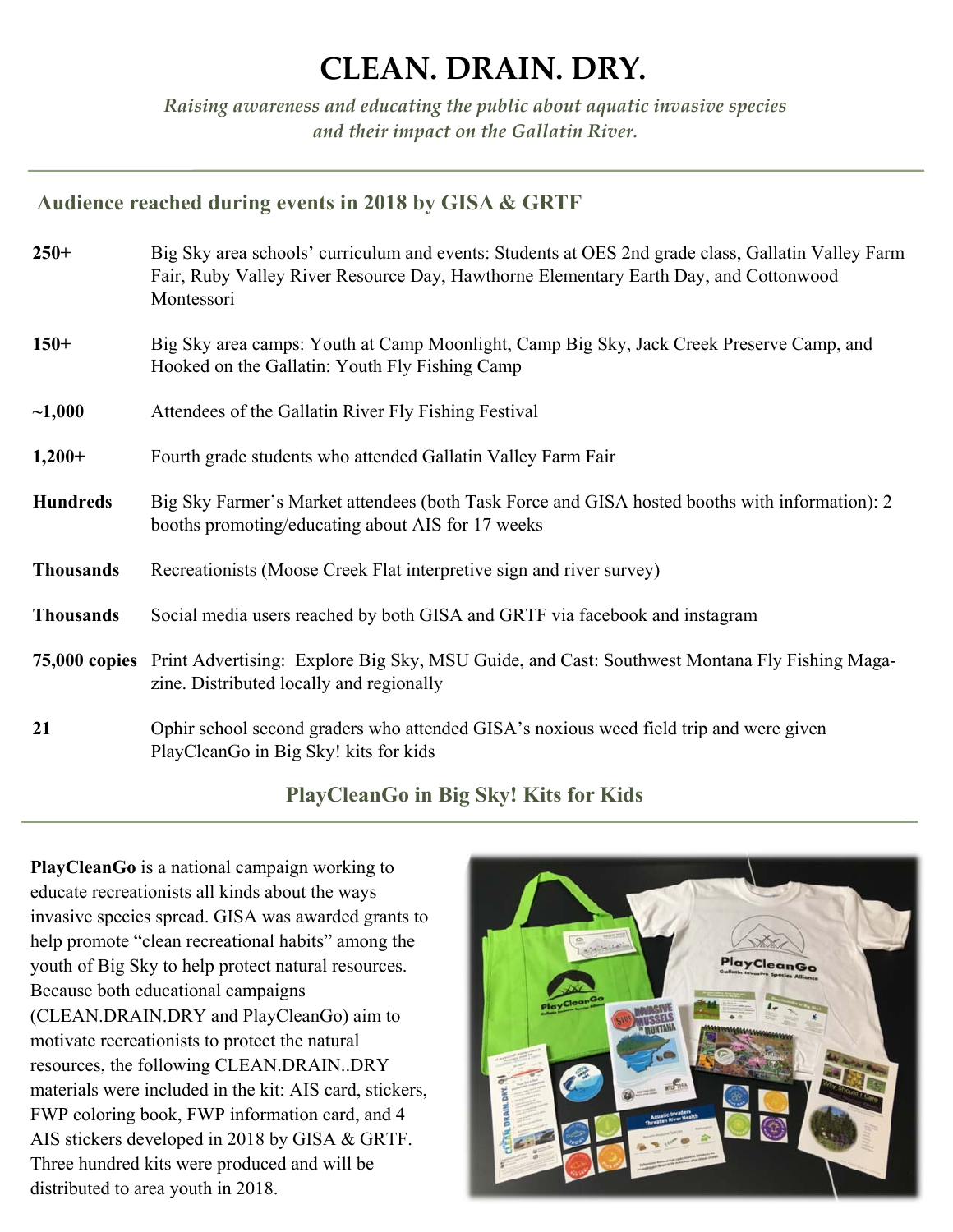# CLEAN. DRAIN. DRY.

*Raising awareness and educating the public about aquatic invasive species and their impact on the Gallatin River.*

## Audience reached during events in 2018 by GISA & GRTF

| | |
|---|---|
| **250+** | Big Sky area schools' curriculum and events: Students at OES 2nd grade class, Gallatin Valley Farm Fair, Ruby Valley River Resource Day, Hawthorne Elementary Earth Day, and Cottonwood Montessori |
| **150+** | Big Sky area camps: Youth at Camp Moonlight, Camp Big Sky, Jack Creek Preserve Camp, and Hooked on the Gallatin: Youth Fly Fishing Camp |
| **~1,000** | Attendees of the Gallatin River Fly Fishing Festival |
| **1,200+** | Fourth grade students who attended Gallatin Valley Farm Fair |
| **Hundreds** | Big Sky Farmer's Market attendees (both Task Force and GISA hosted booths with information): 2 booths promoting/educating about AIS for 17 weeks |
| **Thousands** | Recreationists (Moose Creek Flat interpretive sign and river survey) |
| **Thousands** | Social media users reached by both GISA and GRTF via facebook and instagram |
| **75,000 copies** | Print Advertising: Explore Big Sky, MSU Guide, and Cast: Southwest Montana Fly Fishing Magazine. Distributed locally and regionally |
| **21** | Ophir school second graders who attended GISA's noxious weed field trip and were given PlayCleanGo in Big Sky! kits for kids |

## PlayCleanGo in Big Sky! Kits for Kids

**PlayCleanGo** is a national campaign working to educate recreationists all kinds about the ways invasive species spread. GISA was awarded grants to help promote "clean recreational habits" among the youth of Big Sky to help protect natural resources. Because both educational campaigns (CLEAN.DRAIN.DRY and PlayCleanGo) aim to motivate recreationists to protect the natural resources, the following CLEAN.DRAIN..DRY materials were included in the kit: AIS card, stickers, FWP coloring book, FWP information card, and 4 AIS stickers developed in 2018 by GISA & GRTF. Three hundred kits were produced and will be distributed to area youth in 2018.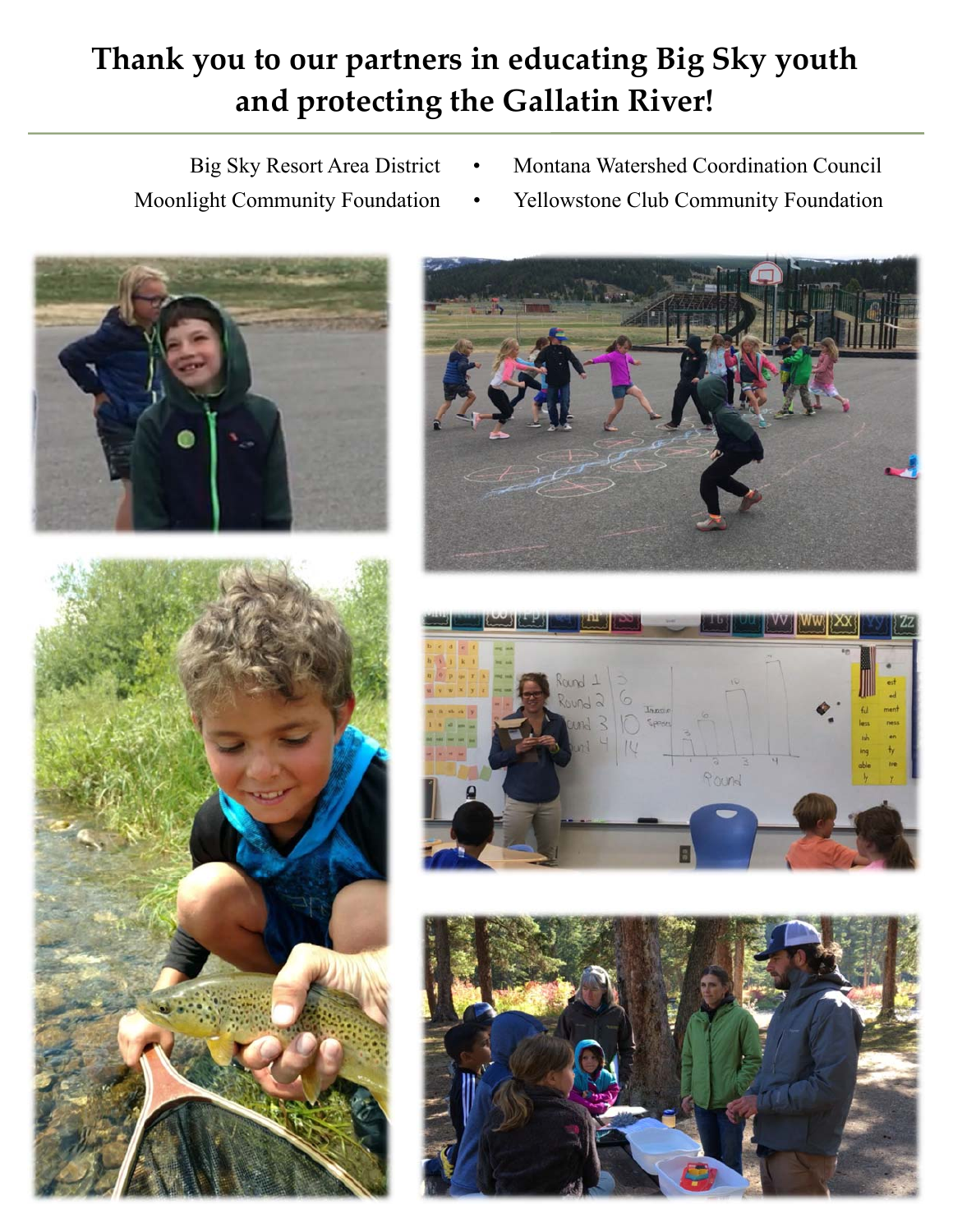# Thank you to our partners in educating Big Sky youth and protecting the Gallatin River!

- Big Sky Resort Area District
- Montana Watershed Coordination Council
- Moonlight Community Foundation
- Yellowstone Club Community Foundation